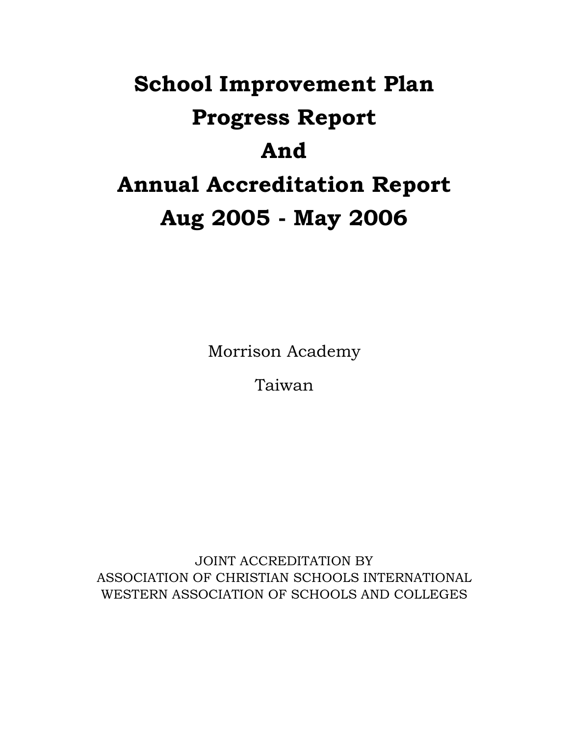# School Improvement Plan Progress Report And Annual Accreditation Report Aug 2005 - May 2006

Morrison Academy

Taiwan

JOINT ACCREDITATION BY
ASSOCIATION OF CHRISTIAN SCHOOLS INTERNATIONAL
WESTERN ASSOCIATION OF SCHOOLS AND COLLEGES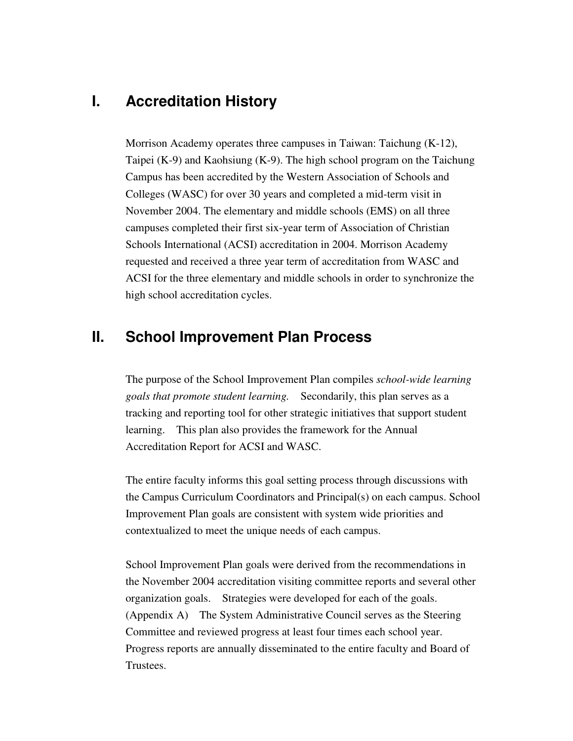## I. Accreditation History

Morrison Academy operates three campuses in Taiwan: Taichung (K-12), Taipei (K-9) and Kaohsiung (K-9). The high school program on the Taichung Campus has been accredited by the Western Association of Schools and Colleges (WASC) for over 30 years and completed a mid-term visit in November 2004. The elementary and middle schools (EMS) on all three campuses completed their first six-year term of Association of Christian Schools International (ACSI) accreditation in 2004. Morrison Academy requested and received a three year term of accreditation from WASC and ACSI for the three elementary and middle schools in order to synchronize the high school accreditation cycles.

## II. School Improvement Plan Process

The purpose of the School Improvement Plan compiles *school-wide learning goals that promote student learning.* Secondarily, this plan serves as a tracking and reporting tool for other strategic initiatives that support student learning. This plan also provides the framework for the Annual Accreditation Report for ACSI and WASC.

The entire faculty informs this goal setting process through discussions with the Campus Curriculum Coordinators and Principal(s) on each campus. School Improvement Plan goals are consistent with system wide priorities and contextualized to meet the unique needs of each campus.

School Improvement Plan goals were derived from the recommendations in the November 2004 accreditation visiting committee reports and several other organization goals. Strategies were developed for each of the goals. (Appendix A) The System Administrative Council serves as the Steering Committee and reviewed progress at least four times each school year. Progress reports are annually disseminated to the entire faculty and Board of Trustees.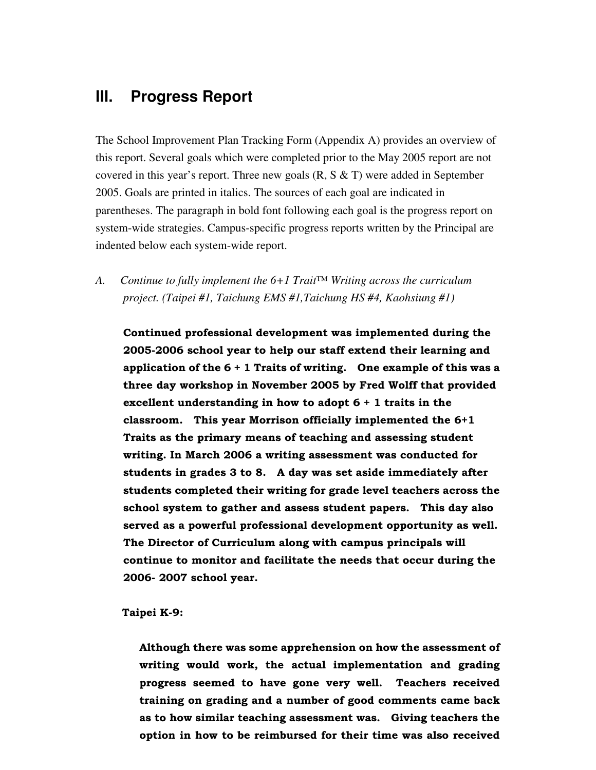## III. Progress Report

The School Improvement Plan Tracking Form (Appendix A) provides an overview of this report. Several goals which were completed prior to the May 2005 report are not covered in this year's report. Three new goals (R, S & T) were added in September 2005. Goals are printed in italics. The sources of each goal are indicated in parentheses. The paragraph in bold font following each goal is the progress report on system-wide strategies. Campus-specific progress reports written by the Principal are indented below each system-wide report.

A. *Continue to fully implement the 6+1 Trait™ Writing across the curriculum project. (Taipei #1, Taichung EMS #1, Taichung HS #4, Kaohsiung #1)*

**Continued professional development was implemented during the 2005-2006 school year to help our staff extend their learning and application of the 6 + 1 Traits of writing. One example of this was a three day workshop in November 2005 by Fred Wolff that provided excellent understanding in how to adopt 6 + 1 traits in the classroom. This year Morrison officially implemented the 6+1 Traits as the primary means of teaching and assessing student writing. In March 2006 a writing assessment was conducted for students in grades 3 to 8. A day was set aside immediately after students completed their writing for grade level teachers across the school system to gather and assess student papers. This day also served as a powerful professional development opportunity as well. The Director of Curriculum along with campus principals will continue to monitor and facilitate the needs that occur during the 2006- 2007 school year.**

**Taipei K-9:**

> **Although there was some apprehension on how the assessment of writing would work, the actual implementation and grading progress seemed to have gone very well. Teachers received training on grading and a number of good comments came back as to how similar teaching assessment was. Giving teachers the option in how to be reimbursed for their time was also received**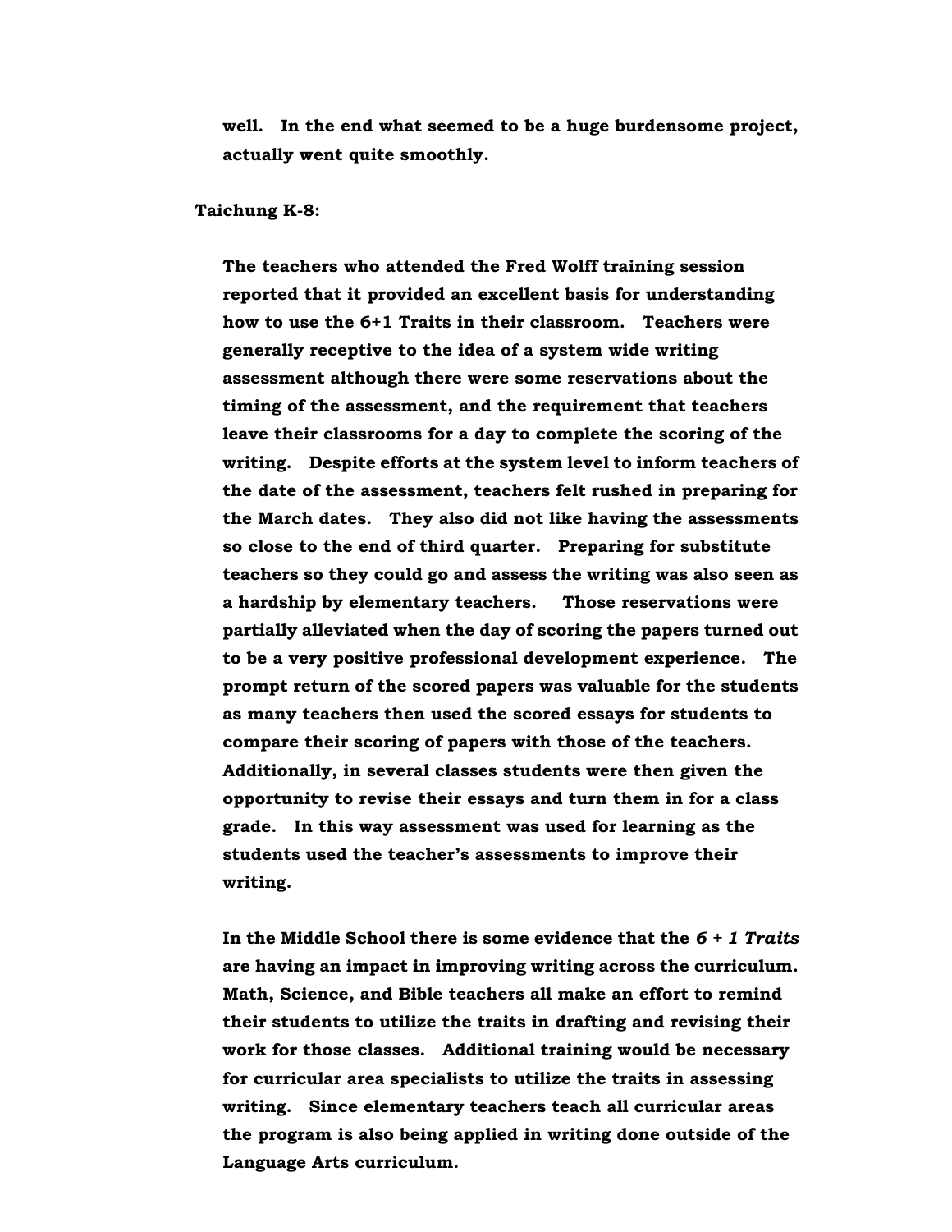well. In the end what seemed to be a huge burdensome project, actually went quite smoothly.

**Taichung K-8:**

The teachers who attended the Fred Wolff training session reported that it provided an excellent basis for understanding how to use the 6+1 Traits in their classroom. Teachers were generally receptive to the idea of a system wide writing assessment although there were some reservations about the timing of the assessment, and the requirement that teachers leave their classrooms for a day to complete the scoring of the writing. Despite efforts at the system level to inform teachers of the date of the assessment, teachers felt rushed in preparing for the March dates. They also did not like having the assessments so close to the end of third quarter. Preparing for substitute teachers so they could go and assess the writing was also seen as a hardship by elementary teachers. Those reservations were partially alleviated when the day of scoring the papers turned out to be a very positive professional development experience. The prompt return of the scored papers was valuable for the students as many teachers then used the scored essays for students to compare their scoring of papers with those of the teachers. Additionally, in several classes students were then given the opportunity to revise their essays and turn them in for a class grade. In this way assessment was used for learning as the students used the teacher's assessments to improve their writing.

In the Middle School there is some evidence that the *6 + 1 Traits* are having an impact in improving writing across the curriculum. Math, Science, and Bible teachers all make an effort to remind their students to utilize the traits in drafting and revising their work for those classes. Additional training would be necessary for curricular area specialists to utilize the traits in assessing writing. Since elementary teachers teach all curricular areas the program is also being applied in writing done outside of the Language Arts curriculum.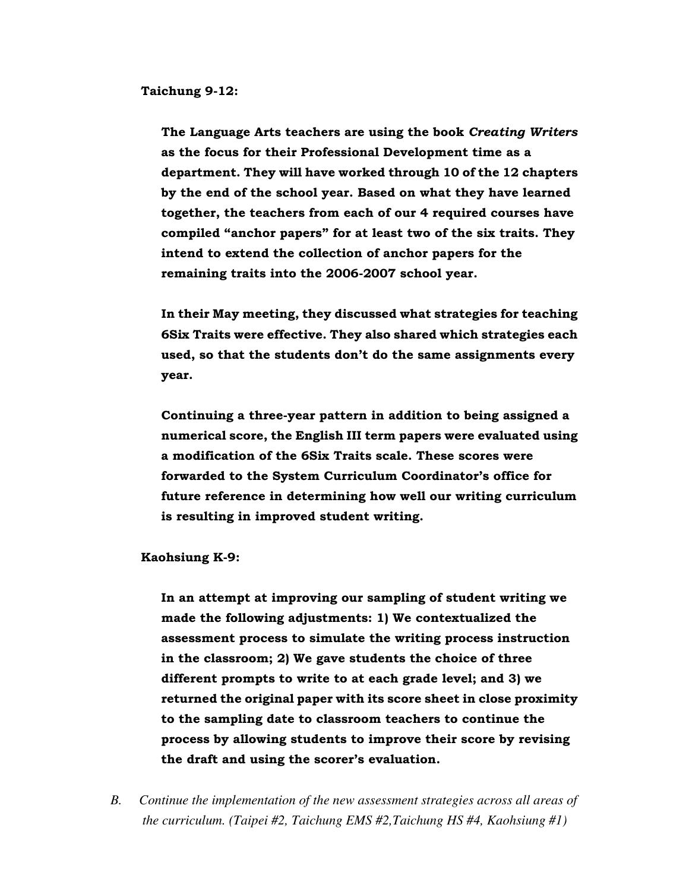**Taichung 9-12:**

**The Language Arts teachers are using the book *Creating Writers* as the focus for their Professional Development time as a department. They will have worked through 10 of the 12 chapters by the end of the school year. Based on what they have learned together, the teachers from each of our 4 required courses have compiled "anchor papers" for at least two of the six traits. They intend to extend the collection of anchor papers for the remaining traits into the 2006-2007 school year.**

**In their May meeting, they discussed what strategies for teaching 6Six Traits were effective. They also shared which strategies each used, so that the students don't do the same assignments every year.**

**Continuing a three-year pattern in addition to being assigned a numerical score, the English III term papers were evaluated using a modification of the 6Six Traits scale. These scores were forwarded to the System Curriculum Coordinator's office for future reference in determining how well our writing curriculum is resulting in improved student writing.**

**Kaohsiung K-9:**

**In an attempt at improving our sampling of student writing we made the following adjustments: 1) We contextualized the assessment process to simulate the writing process instruction in the classroom; 2) We gave students the choice of three different prompts to write to at each grade level; and 3) we returned the original paper with its score sheet in close proximity to the sampling date to classroom teachers to continue the process by allowing students to improve their score by revising the draft and using the scorer's evaluation.**

*B. Continue the implementation of the new assessment strategies across all areas of the curriculum. (Taipei #2, Taichung EMS #2,Taichung HS #4, Kaohsiung #1)*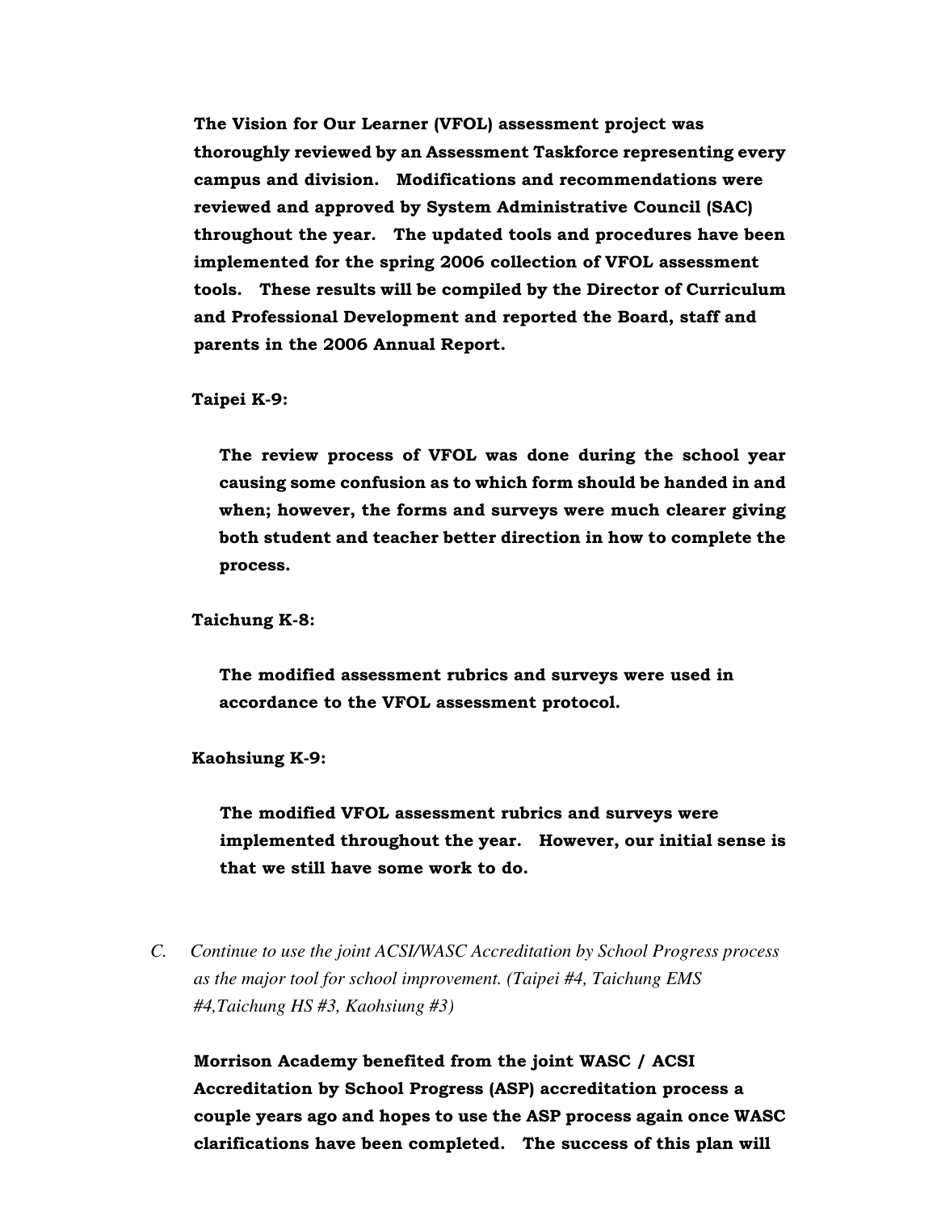**The Vision for Our Learner (VFOL) assessment project was thoroughly reviewed by an Assessment Taskforce representing every campus and division. Modifications and recommendations were reviewed and approved by System Administrative Council (SAC) throughout the year. The updated tools and procedures have been implemented for the spring 2006 collection of VFOL assessment tools. These results will be compiled by the Director of Curriculum and Professional Development and reported the Board, staff and parents in the 2006 Annual Report.**

**Taipei K-9:**

**The review process of VFOL was done during the school year causing some confusion as to which form should be handed in and when; however, the forms and surveys were much clearer giving both student and teacher better direction in how to complete the process.**

**Taichung K-8:**

**The modified assessment rubrics and surveys were used in accordance to the VFOL assessment protocol.**

**Kaohsiung K-9:**

**The modified VFOL assessment rubrics and surveys were implemented throughout the year. However, our initial sense is that we still have some work to do.**

C. *Continue to use the joint ACSI/WASC Accreditation by School Progress process as the major tool for school improvement. (Taipei #4, Taichung EMS #4,Taichung HS #3, Kaohsiung #3)*

**Morrison Academy benefited from the joint WASC / ACSI Accreditation by School Progress (ASP) accreditation process a couple years ago and hopes to use the ASP process again once WASC clarifications have been completed. The success of this plan will**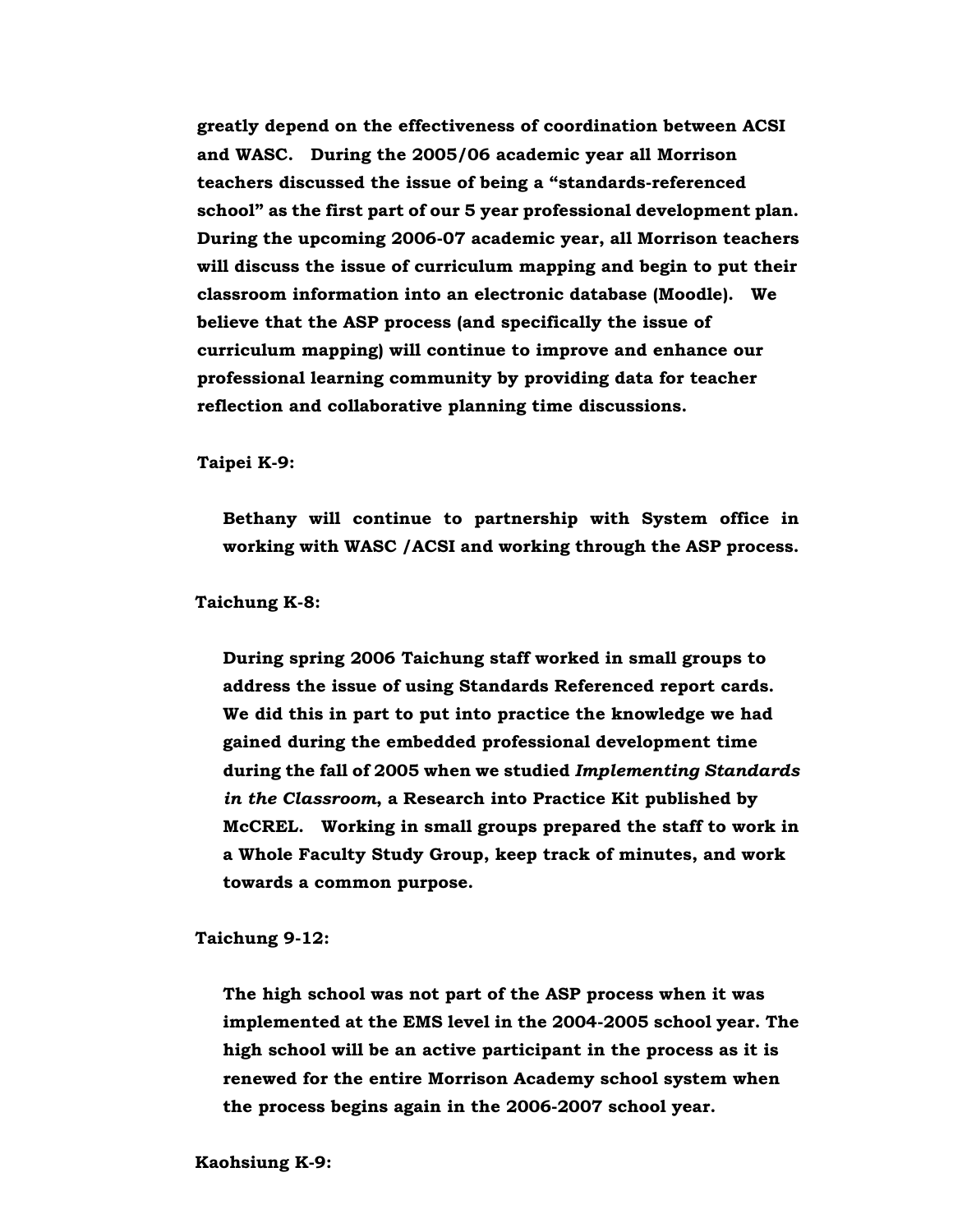**greatly depend on the effectiveness of coordination between ACSI and WASC. During the 2005/06 academic year all Morrison teachers discussed the issue of being a "standards-referenced school" as the first part of our 5 year professional development plan. During the upcoming 2006-07 academic year, all Morrison teachers will discuss the issue of curriculum mapping and begin to put their classroom information into an electronic database (Moodle). We believe that the ASP process (and specifically the issue of curriculum mapping) will continue to improve and enhance our professional learning community by providing data for teacher reflection and collaborative planning time discussions.**

**Taipei K-9:**

**Bethany will continue to partnership with System office in working with WASC /ACSI and working through the ASP process.**

**Taichung K-8:**

**During spring 2006 Taichung staff worked in small groups to address the issue of using Standards Referenced report cards. We did this in part to put into practice the knowledge we had gained during the embedded professional development time during the fall of 2005 when we studied *Implementing Standards in the Classroom*, a Research into Practice Kit published by McCREL. Working in small groups prepared the staff to work in a Whole Faculty Study Group, keep track of minutes, and work towards a common purpose.**

**Taichung 9-12:**

**The high school was not part of the ASP process when it was implemented at the EMS level in the 2004-2005 school year. The high school will be an active participant in the process as it is renewed for the entire Morrison Academy school system when the process begins again in the 2006-2007 school year.**

**Kaohsiung K-9:**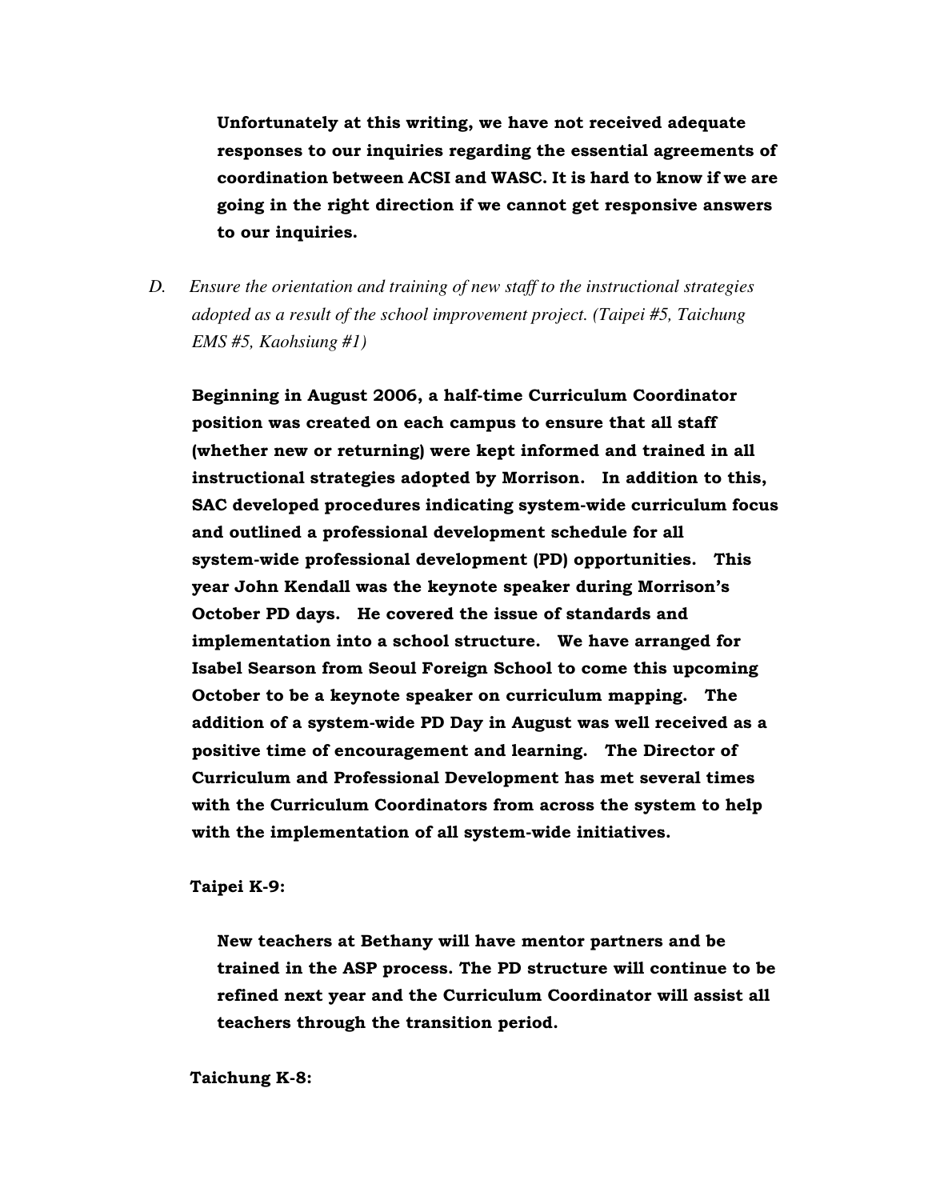**Unfortunately at this writing, we have not received adequate responses to our inquiries regarding the essential agreements of coordination between ACSI and WASC. It is hard to know if we are going in the right direction if we cannot get responsive answers to our inquiries.**

D. *Ensure the orientation and training of new staff to the instructional strategies adopted as a result of the school improvement project. (Taipei #5, Taichung EMS #5, Kaohsiung #1)*

**Beginning in August 2006, a half-time Curriculum Coordinator position was created on each campus to ensure that all staff (whether new or returning) were kept informed and trained in all instructional strategies adopted by Morrison. In addition to this, SAC developed procedures indicating system-wide curriculum focus and outlined a professional development schedule for all system-wide professional development (PD) opportunities. This year John Kendall was the keynote speaker during Morrison's October PD days. He covered the issue of standards and implementation into a school structure. We have arranged for Isabel Searson from Seoul Foreign School to come this upcoming October to be a keynote speaker on curriculum mapping. The addition of a system-wide PD Day in August was well received as a positive time of encouragement and learning. The Director of Curriculum and Professional Development has met several times with the Curriculum Coordinators from across the system to help with the implementation of all system-wide initiatives.**

**Taipei K-9:**

**New teachers at Bethany will have mentor partners and be trained in the ASP process. The PD structure will continue to be refined next year and the Curriculum Coordinator will assist all teachers through the transition period.**

**Taichung K-8:**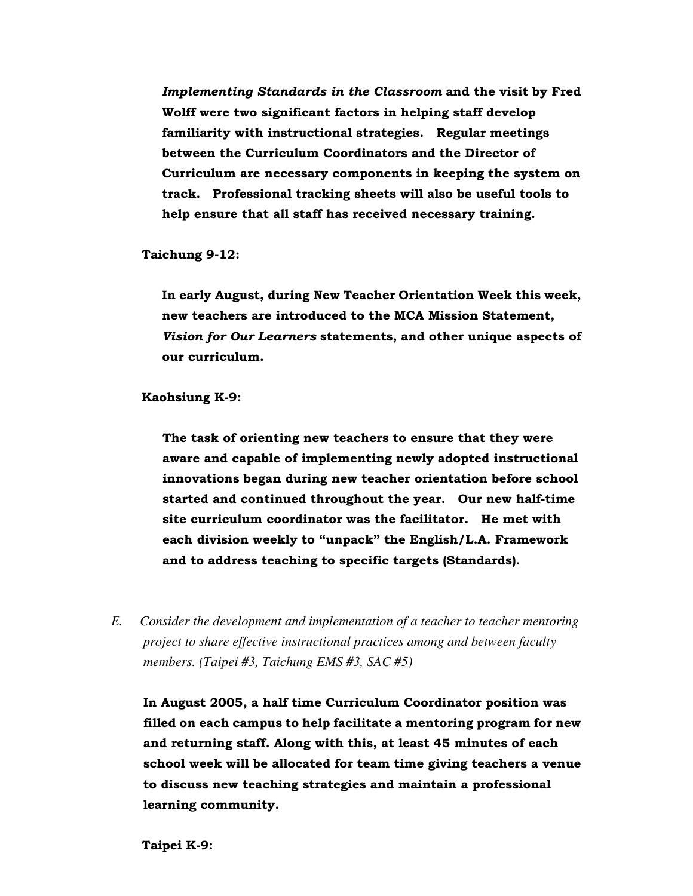***Implementing Standards in the Classroom*** **and the visit by Fred Wolff were two significant factors in helping staff develop familiarity with instructional strategies. Regular meetings between the Curriculum Coordinators and the Director of Curriculum are necessary components in keeping the system on track. Professional tracking sheets will also be useful tools to help ensure that all staff has received necessary training.**

**Taichung 9-12:**

**In early August, during New Teacher Orientation Week this week, new teachers are introduced to the MCA Mission Statement,** ***Vision for Our Learners*** **statements, and other unique aspects of our curriculum.**

**Kaohsiung K-9:**

**The task of orienting new teachers to ensure that they were aware and capable of implementing newly adopted instructional innovations began during new teacher orientation before school started and continued throughout the year. Our new half-time site curriculum coordinator was the facilitator. He met with each division weekly to "unpack" the English/L.A. Framework and to address teaching to specific targets (Standards).**

*E. Consider the development and implementation of a teacher to teacher mentoring project to share effective instructional practices among and between faculty members. (Taipei #3, Taichung EMS #3, SAC #5)*

**In August 2005, a half time Curriculum Coordinator position was filled on each campus to help facilitate a mentoring program for new and returning staff. Along with this, at least 45 minutes of each school week will be allocated for team time giving teachers a venue to discuss new teaching strategies and maintain a professional learning community.**

**Taipei K-9:**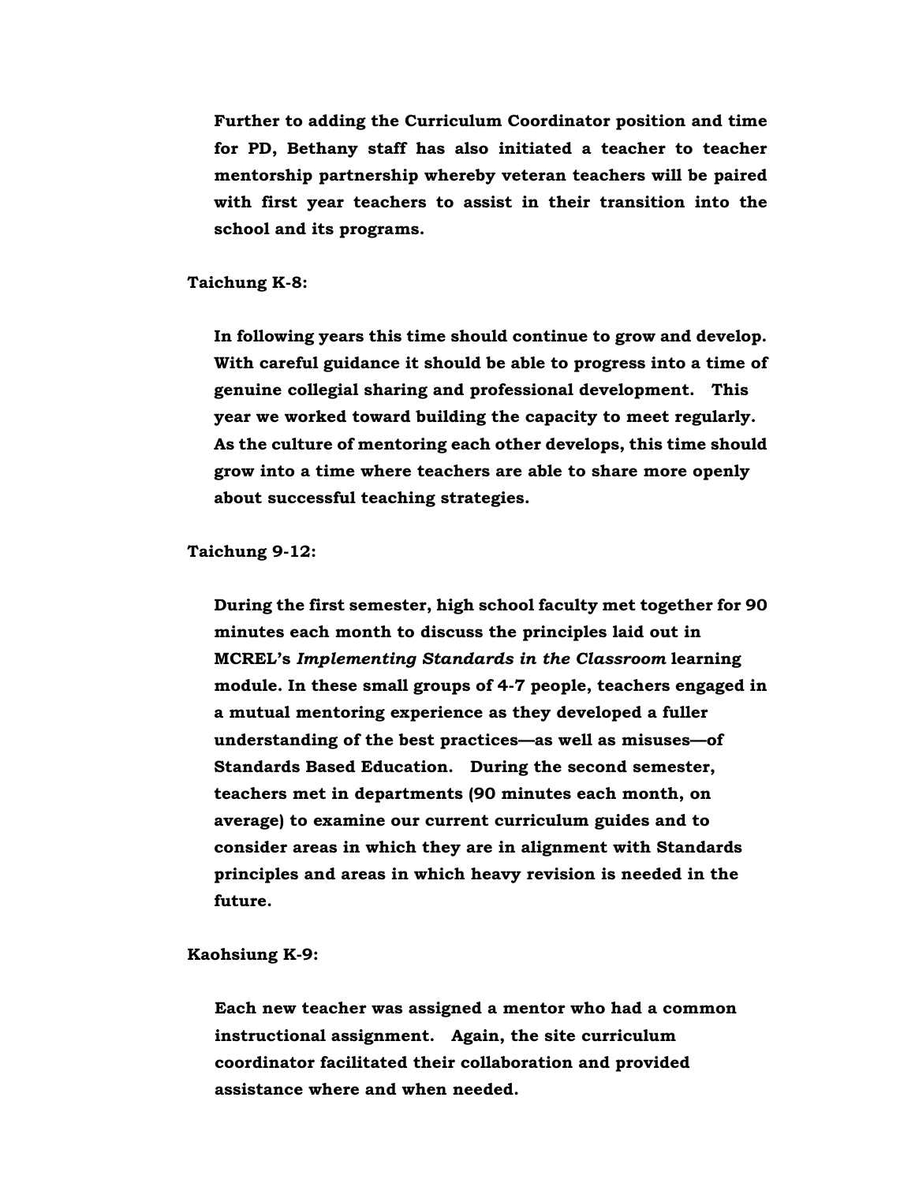**Further to adding the Curriculum Coordinator position and time for PD, Bethany staff has also initiated a teacher to teacher mentorship partnership whereby veteran teachers will be paired with first year teachers to assist in their transition into the school and its programs.**

**Taichung K-8:**

**In following years this time should continue to grow and develop. With careful guidance it should be able to progress into a time of genuine collegial sharing and professional development. This year we worked toward building the capacity to meet regularly. As the culture of mentoring each other develops, this time should grow into a time where teachers are able to share more openly about successful teaching strategies.**

**Taichung 9-12:**

**During the first semester, high school faculty met together for 90 minutes each month to discuss the principles laid out in MCREL's *Implementing Standards in the Classroom* learning module. In these small groups of 4-7 people, teachers engaged in a mutual mentoring experience as they developed a fuller understanding of the best practices—as well as misuses—of Standards Based Education. During the second semester, teachers met in departments (90 minutes each month, on average) to examine our current curriculum guides and to consider areas in which they are in alignment with Standards principles and areas in which heavy revision is needed in the future.**

**Kaohsiung K-9:**

**Each new teacher was assigned a mentor who had a common instructional assignment. Again, the site curriculum coordinator facilitated their collaboration and provided assistance where and when needed.**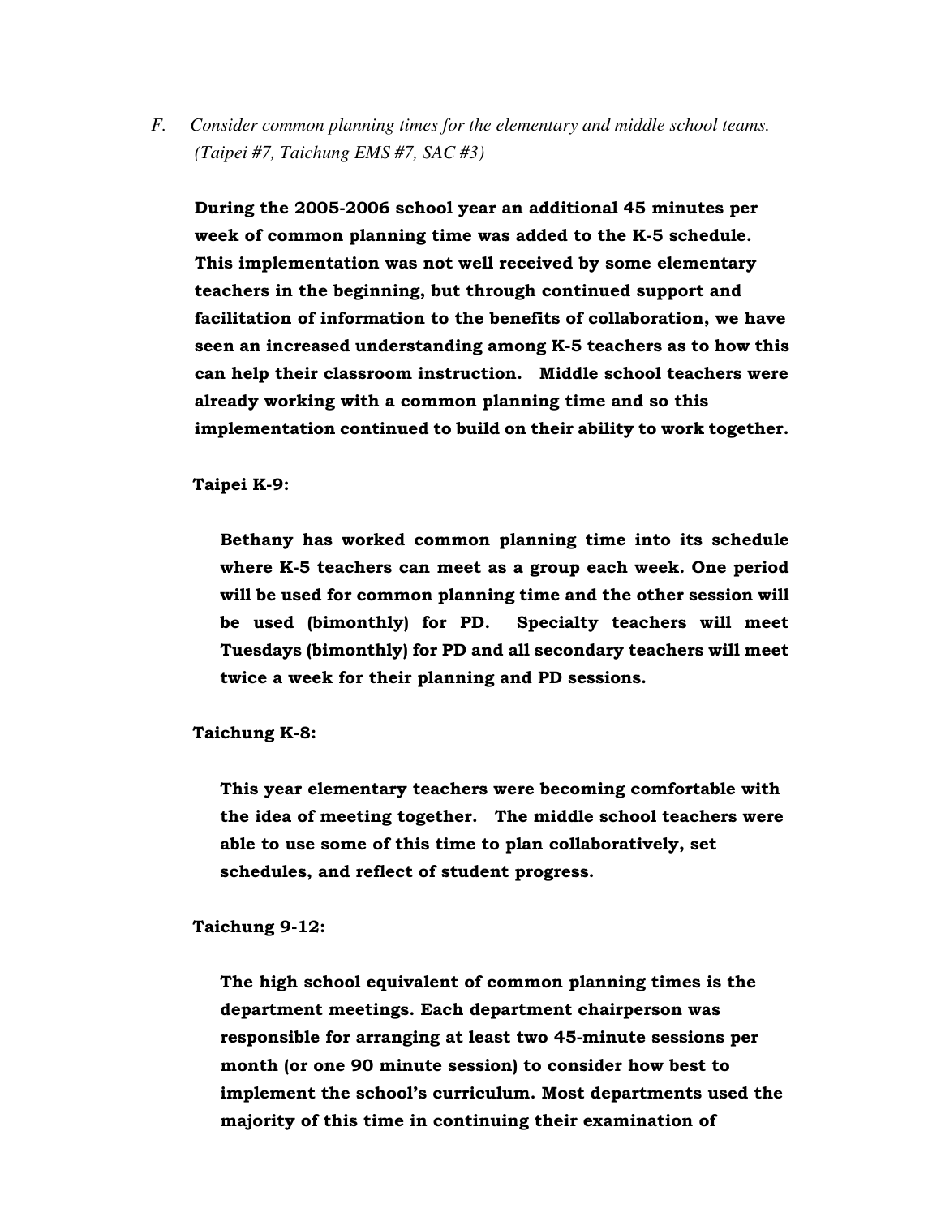*F. Consider common planning times for the elementary and middle school teams. (Taipei #7, Taichung EMS #7, SAC #3)*

**During the 2005-2006 school year an additional 45 minutes per week of common planning time was added to the K-5 schedule. This implementation was not well received by some elementary teachers in the beginning, but through continued support and facilitation of information to the benefits of collaboration, we have seen an increased understanding among K-5 teachers as to how this can help their classroom instruction. Middle school teachers were already working with a common planning time and so this implementation continued to build on their ability to work together.**

**Taipei K-9:**

**Bethany has worked common planning time into its schedule where K-5 teachers can meet as a group each week. One period will be used for common planning time and the other session will be used (bimonthly) for PD. Specialty teachers will meet Tuesdays (bimonthly) for PD and all secondary teachers will meet twice a week for their planning and PD sessions.**

**Taichung K-8:**

**This year elementary teachers were becoming comfortable with the idea of meeting together. The middle school teachers were able to use some of this time to plan collaboratively, set schedules, and reflect of student progress.**

**Taichung 9-12:**

**The high school equivalent of common planning times is the department meetings. Each department chairperson was responsible for arranging at least two 45-minute sessions per month (or one 90 minute session) to consider how best to implement the school's curriculum. Most departments used the majority of this time in continuing their examination of**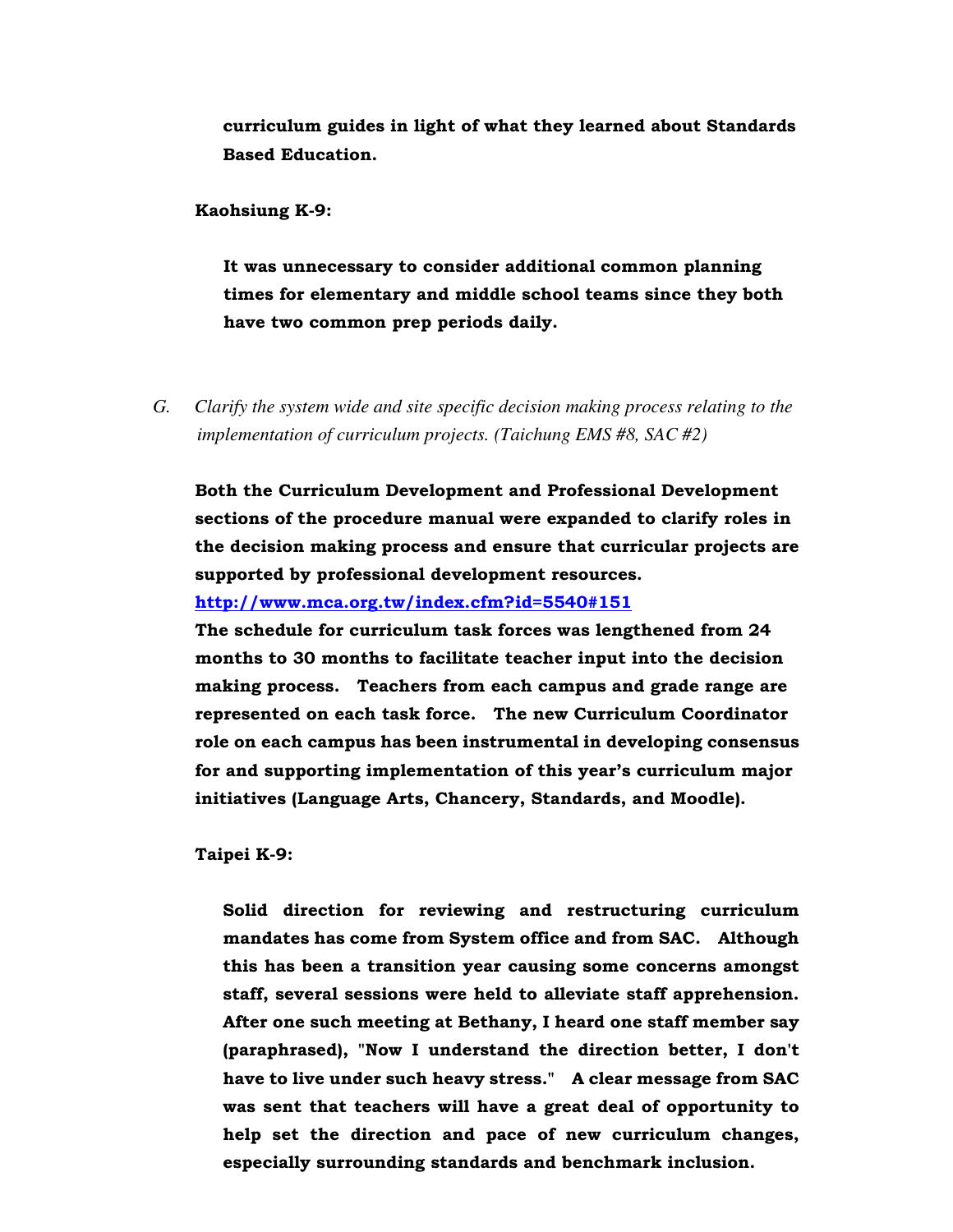**curriculum guides in light of what they learned about Standards Based Education.**

**Kaohsiung K-9:**

**It was unnecessary to consider additional common planning times for elementary and middle school teams since they both have two common prep periods daily.**

G. *Clarify the system wide and site specific decision making process relating to the implementation of curriculum projects. (Taichung EMS #8, SAC #2)*

**Both the Curriculum Development and Professional Development sections of the procedure manual were expanded to clarify roles in the decision making process and ensure that curricular projects are supported by professional development resources.**
**http://www.mca.org.tw/index.cfm?id=5540#151**
**The schedule for curriculum task forces was lengthened from 24 months to 30 months to facilitate teacher input into the decision making process. Teachers from each campus and grade range are represented on each task force. The new Curriculum Coordinator role on each campus has been instrumental in developing consensus for and supporting implementation of this year's curriculum major initiatives (Language Arts, Chancery, Standards, and Moodle).**

**Taipei K-9:**

**Solid direction for reviewing and restructuring curriculum mandates has come from System office and from SAC. Although this has been a transition year causing some concerns amongst staff, several sessions were held to alleviate staff apprehension. After one such meeting at Bethany, I heard one staff member say (paraphrased), "Now I understand the direction better, I don't have to live under such heavy stress." A clear message from SAC was sent that teachers will have a great deal of opportunity to help set the direction and pace of new curriculum changes, especially surrounding standards and benchmark inclusion.**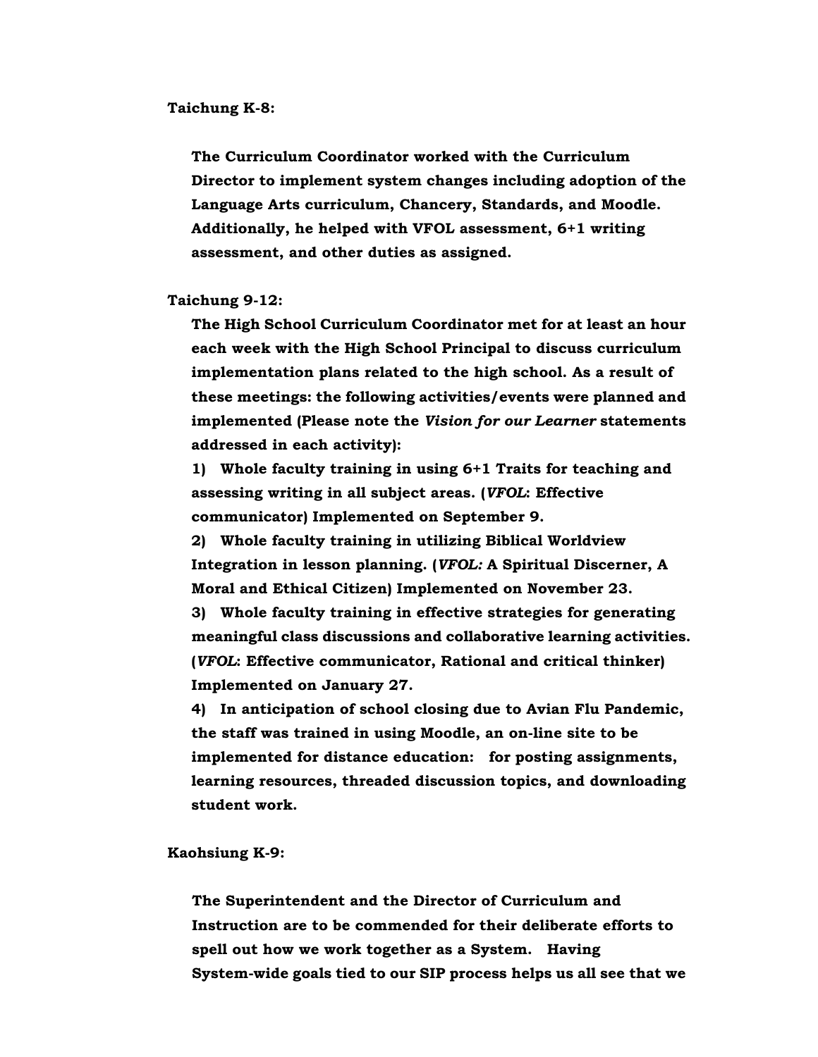**Taichung K-8:**

**The Curriculum Coordinator worked with the Curriculum Director to implement system changes including adoption of the Language Arts curriculum, Chancery, Standards, and Moodle. Additionally, he helped with VFOL assessment, 6+1 writing assessment, and other duties as assigned.**

**Taichung 9-12:**

**The High School Curriculum Coordinator met for at least an hour each week with the High School Principal to discuss curriculum implementation plans related to the high school. As a result of these meetings: the following activities/events were planned and implemented (Please note the *Vision for our Learner* statements addressed in each activity):**

**1) Whole faculty training in using 6+1 Traits for teaching and assessing writing in all subject areas. (*VFOL*: Effective communicator) Implemented on September 9.**

**2) Whole faculty training in utilizing Biblical Worldview Integration in lesson planning. (*VFOL:* A Spiritual Discerner, A Moral and Ethical Citizen) Implemented on November 23.**

**3) Whole faculty training in effective strategies for generating meaningful class discussions and collaborative learning activities. (*VFOL*: Effective communicator, Rational and critical thinker) Implemented on January 27.**

**4) In anticipation of school closing due to Avian Flu Pandemic, the staff was trained in using Moodle, an on-line site to be implemented for distance education: for posting assignments, learning resources, threaded discussion topics, and downloading student work.**

**Kaohsiung K-9:**

**The Superintendent and the Director of Curriculum and Instruction are to be commended for their deliberate efforts to spell out how we work together as a System. Having System-wide goals tied to our SIP process helps us all see that we**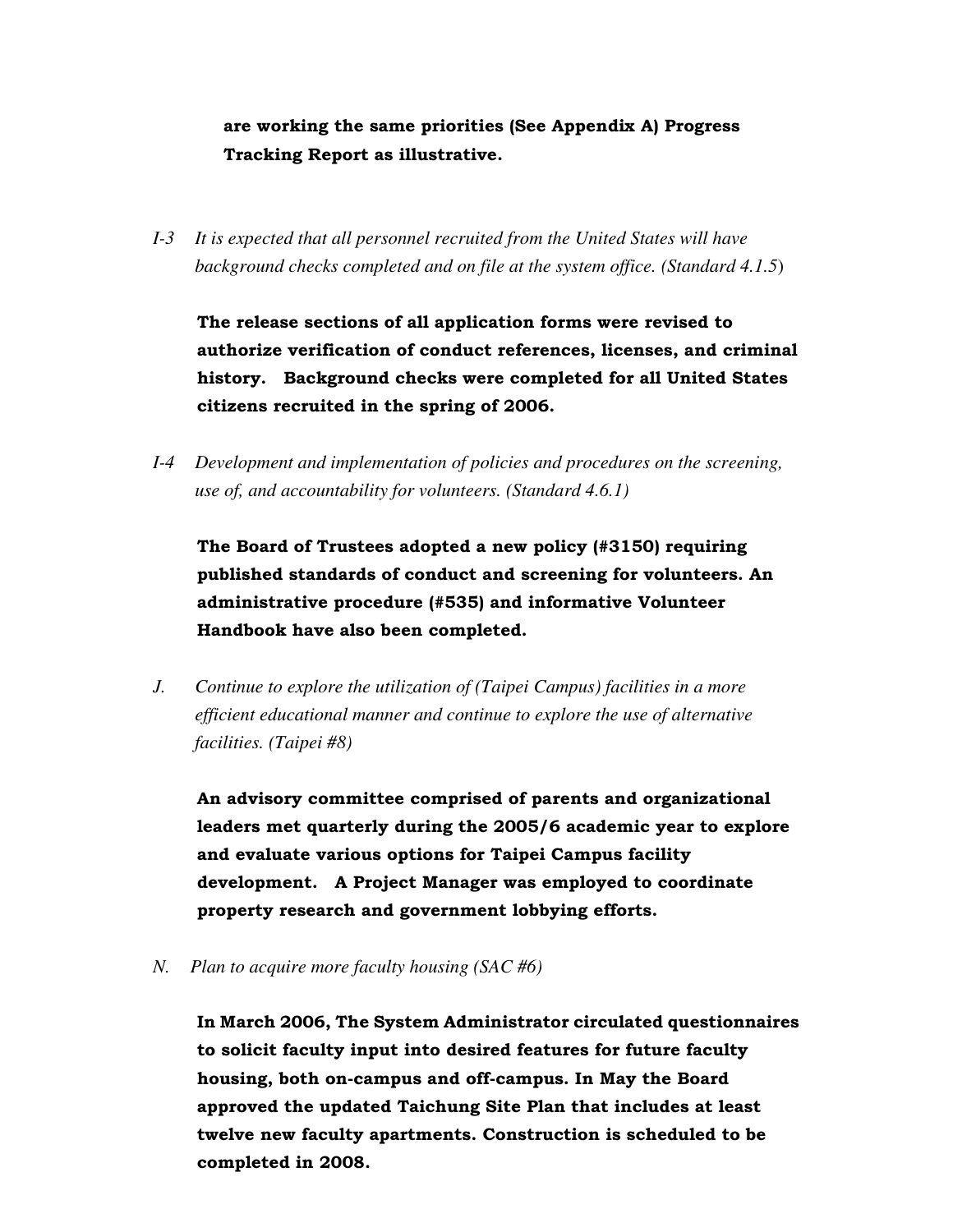**are working the same priorities (See Appendix A) Progress Tracking Report as illustrative.**

*I-3 It is expected that all personnel recruited from the United States will have background checks completed and on file at the system office. (Standard 4.1.5)*

**The release sections of all application forms were revised to authorize verification of conduct references, licenses, and criminal history. Background checks were completed for all United States citizens recruited in the spring of 2006.**

*I-4 Development and implementation of policies and procedures on the screening, use of, and accountability for volunteers. (Standard 4.6.1)*

**The Board of Trustees adopted a new policy (#3150) requiring published standards of conduct and screening for volunteers. An administrative procedure (#535) and informative Volunteer Handbook have also been completed.**

*J. Continue to explore the utilization of (Taipei Campus) facilities in a more efficient educational manner and continue to explore the use of alternative facilities. (Taipei #8)*

**An advisory committee comprised of parents and organizational leaders met quarterly during the 2005/6 academic year to explore and evaluate various options for Taipei Campus facility development. A Project Manager was employed to coordinate property research and government lobbying efforts.**

*N. Plan to acquire more faculty housing (SAC #6)*

**In March 2006, The System Administrator circulated questionnaires to solicit faculty input into desired features for future faculty housing, both on-campus and off-campus. In May the Board approved the updated Taichung Site Plan that includes at least twelve new faculty apartments. Construction is scheduled to be completed in 2008.**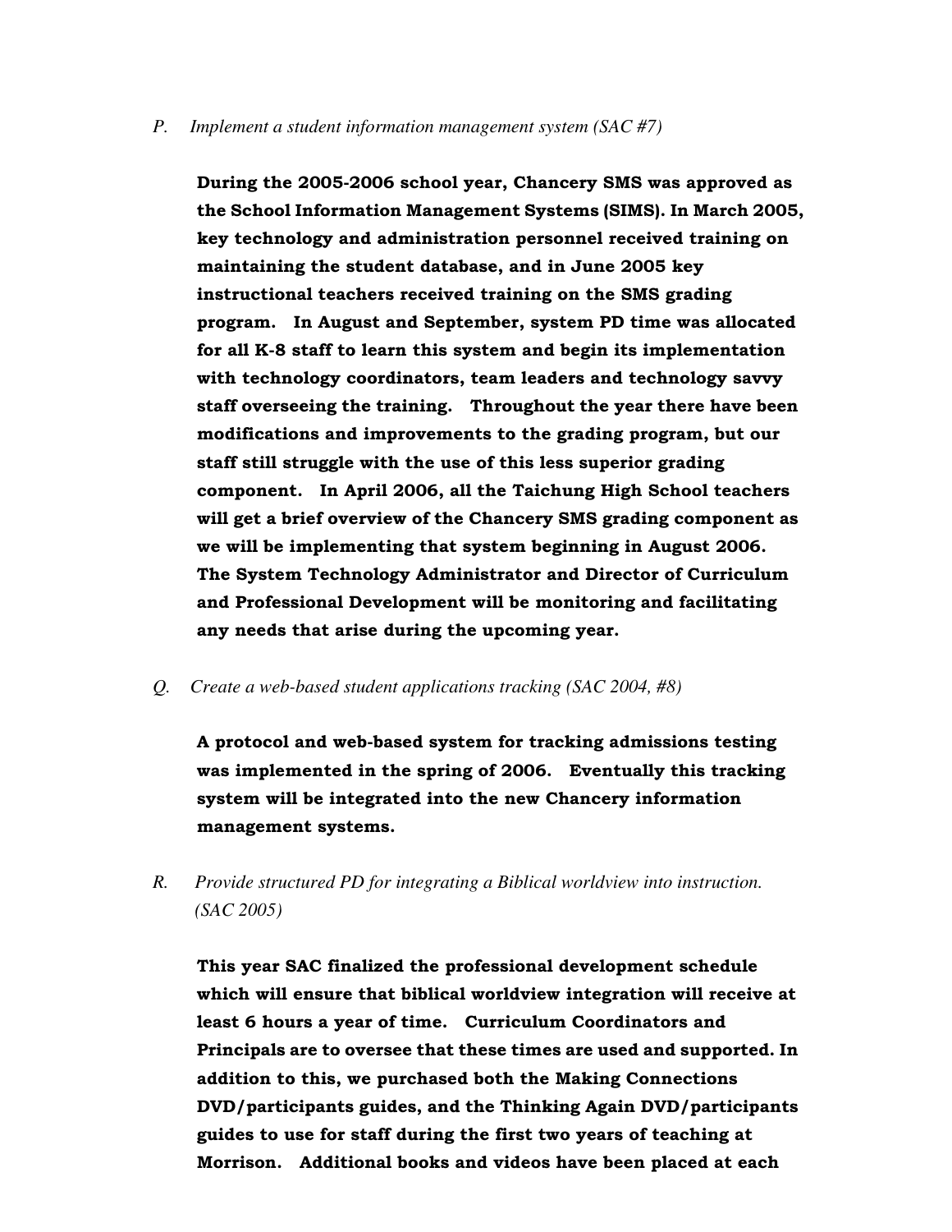*P. Implement a student information management system (SAC #7)*

**During the 2005-2006 school year, Chancery SMS was approved as the School Information Management Systems (SIMS). In March 2005, key technology and administration personnel received training on maintaining the student database, and in June 2005 key instructional teachers received training on the SMS grading program. In August and September, system PD time was allocated for all K-8 staff to learn this system and begin its implementation with technology coordinators, team leaders and technology savvy staff overseeing the training. Throughout the year there have been modifications and improvements to the grading program, but our staff still struggle with the use of this less superior grading component. In April 2006, all the Taichung High School teachers will get a brief overview of the Chancery SMS grading component as we will be implementing that system beginning in August 2006. The System Technology Administrator and Director of Curriculum and Professional Development will be monitoring and facilitating any needs that arise during the upcoming year.**

*Q. Create a web-based student applications tracking (SAC 2004, #8)*

**A protocol and web-based system for tracking admissions testing was implemented in the spring of 2006. Eventually this tracking system will be integrated into the new Chancery information management systems.**

*R. Provide structured PD for integrating a Biblical worldview into instruction. (SAC 2005)*

**This year SAC finalized the professional development schedule which will ensure that biblical worldview integration will receive at least 6 hours a year of time. Curriculum Coordinators and Principals are to oversee that these times are used and supported. In addition to this, we purchased both the Making Connections DVD/participants guides, and the Thinking Again DVD/participants guides to use for staff during the first two years of teaching at Morrison. Additional books and videos have been placed at each**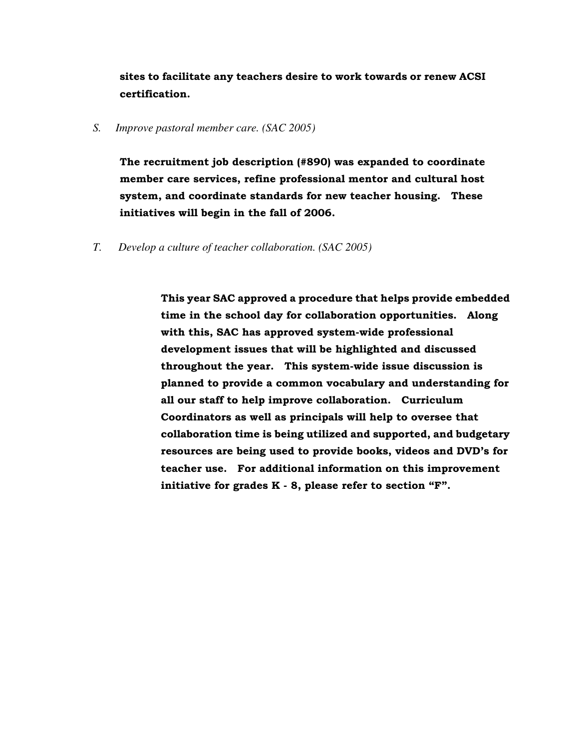**sites to facilitate any teachers desire to work towards or renew ACSI certification.**

*S. Improve pastoral member care. (SAC 2005)*

**The recruitment job description (#890) was expanded to coordinate member care services, refine professional mentor and cultural host system, and coordinate standards for new teacher housing. These initiatives will begin in the fall of 2006.**

*T. Develop a culture of teacher collaboration. (SAC 2005)*

**This year SAC approved a procedure that helps provide embedded time in the school day for collaboration opportunities. Along with this, SAC has approved system-wide professional development issues that will be highlighted and discussed throughout the year. This system-wide issue discussion is planned to provide a common vocabulary and understanding for all our staff to help improve collaboration. Curriculum Coordinators as well as principals will help to oversee that collaboration time is being utilized and supported, and budgetary resources are being used to provide books, videos and DVD's for teacher use. For additional information on this improvement initiative for grades K - 8, please refer to section "F".**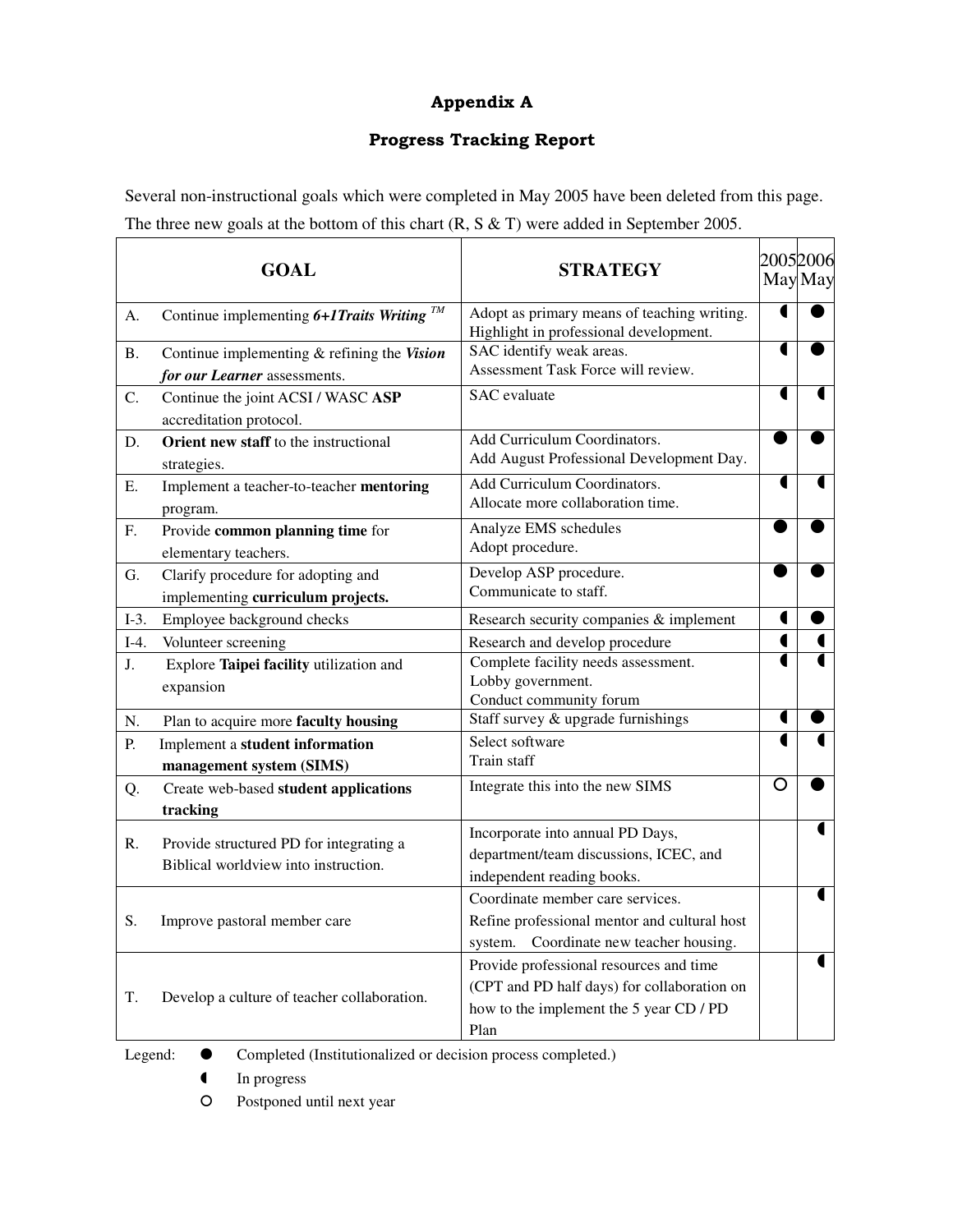# Appendix A

## Progress Tracking Report

Several non-instructional goals which were completed in May 2005 have been deleted from this page. The three new goals at the bottom of this chart (R, S & T) were added in September 2005.

| GOAL | STRATEGY | 2005 May | 2006 May |
|---|---|---|---|
| A. Continue implementing ***6+1Traits Writing*** [TM] | Adopt as primary means of teaching writing. Highlight in professional development. | ◖ | ● |
| B. Continue implementing & refining the ***Vision for our Learner*** assessments. | SAC identify weak areas. Assessment Task Force will review. | ◖ | ● |
| C. Continue the joint ACSI / WASC **ASP** accreditation protocol. | SAC evaluate | ◖ | ◖ |
| D. **Orient new staff** to the instructional strategies. | Add Curriculum Coordinators. Add August Professional Development Day. | ● | ● |
| E. Implement a teacher-to-teacher **mentoring** program. | Add Curriculum Coordinators. Allocate more collaboration time. | ◖ | ◖ |
| F. Provide **common planning time** for elementary teachers. | Analyze EMS schedules Adopt procedure. | ● | ● |
| G. Clarify procedure for adopting and implementing **curriculum projects.** | Develop ASP procedure. Communicate to staff. | ● | ● |
| I-3. Employee background checks | Research security companies & implement | ◖ | ● |
| I-4. Volunteer screening | Research and develop procedure | ◖ | ◖ |
| J. Explore **Taipei facility** utilization and expansion | Complete facility needs assessment. Lobby government. Conduct community forum | ◖ | ◖ |
| N. Plan to acquire more **faculty housing** | Staff survey & upgrade furnishings | ◖ | ● |
| P. Implement a **student information management system (SIMS)** | Select software Train staff | ◖ | ◖ |
| Q. Create web-based **student applications tracking** | Integrate this into the new SIMS | ○ | ● |
| R. Provide structured PD for integrating a Biblical worldview into instruction. | Incorporate into annual PD Days, department/team discussions, ICEC, and independent reading books. | | ◖ |
| S. Improve pastoral member care | Coordinate member care services. Refine professional mentor and cultural host system. Coordinate new teacher housing. | | ◖ |
| T. Develop a culture of teacher collaboration. | Provide professional resources and time (CPT and PD half days) for collaboration on how to the implement the 5 year CD / PD Plan | | ◖ |

Legend:
- ● Completed (Institutionalized or decision process completed.)
- ◖ In progress
- ○ Postponed until next year